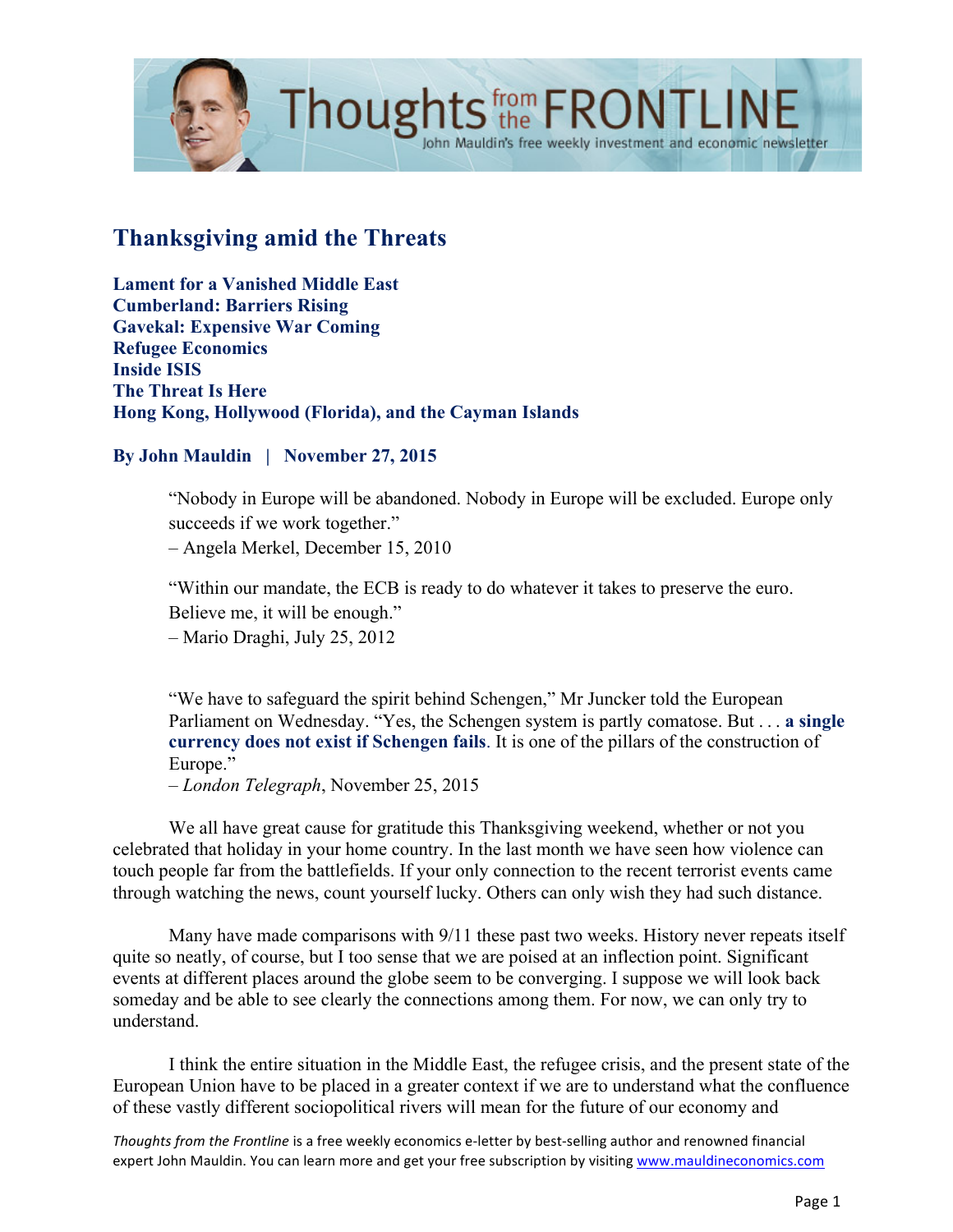# Thanksgiving amid the Threats

**Lament for a Vanished Middle East**
**Cumberland: Barriers Rising**
**Gavekal: Expensive War Coming**
**Refugee Economics**
**Inside ISIS**
**The Threat Is Here**
**Hong Kong, Hollywood (Florida), and the Cayman Islands**

**By John Mauldin | November 27, 2015**

> "Nobody in Europe will be abandoned. Nobody in Europe will be excluded. Europe only succeeds if we work together."
> – Angela Merkel, December 15, 2010
>
> "Within our mandate, the ECB is ready to do whatever it takes to preserve the euro. Believe me, it will be enough."
> – Mario Draghi, July 25, 2012
>
> "We have to safeguard the spirit behind Schengen," Mr Juncker told the European Parliament on Wednesday. "Yes, the Schengen system is partly comatose. But . . . **a single currency does not exist if Schengen fails**. It is one of the pillars of the construction of Europe."
> – *London Telegraph*, November 25, 2015

We all have great cause for gratitude this Thanksgiving weekend, whether or not you celebrated that holiday in your home country. In the last month we have seen how violence can touch people far from the battlefields. If your only connection to the recent terrorist events came through watching the news, count yourself lucky. Others can only wish they had such distance.

Many have made comparisons with 9/11 these past two weeks. History never repeats itself quite so neatly, of course, but I too sense that we are poised at an inflection point. Significant events at different places around the globe seem to be converging. I suppose we will look back someday and be able to see clearly the connections among them. For now, we can only try to understand.

I think the entire situation in the Middle East, the refugee crisis, and the present state of the European Union have to be placed in a greater context if we are to understand what the confluence of these vastly different sociopolitical rivers will mean for the future of our economy and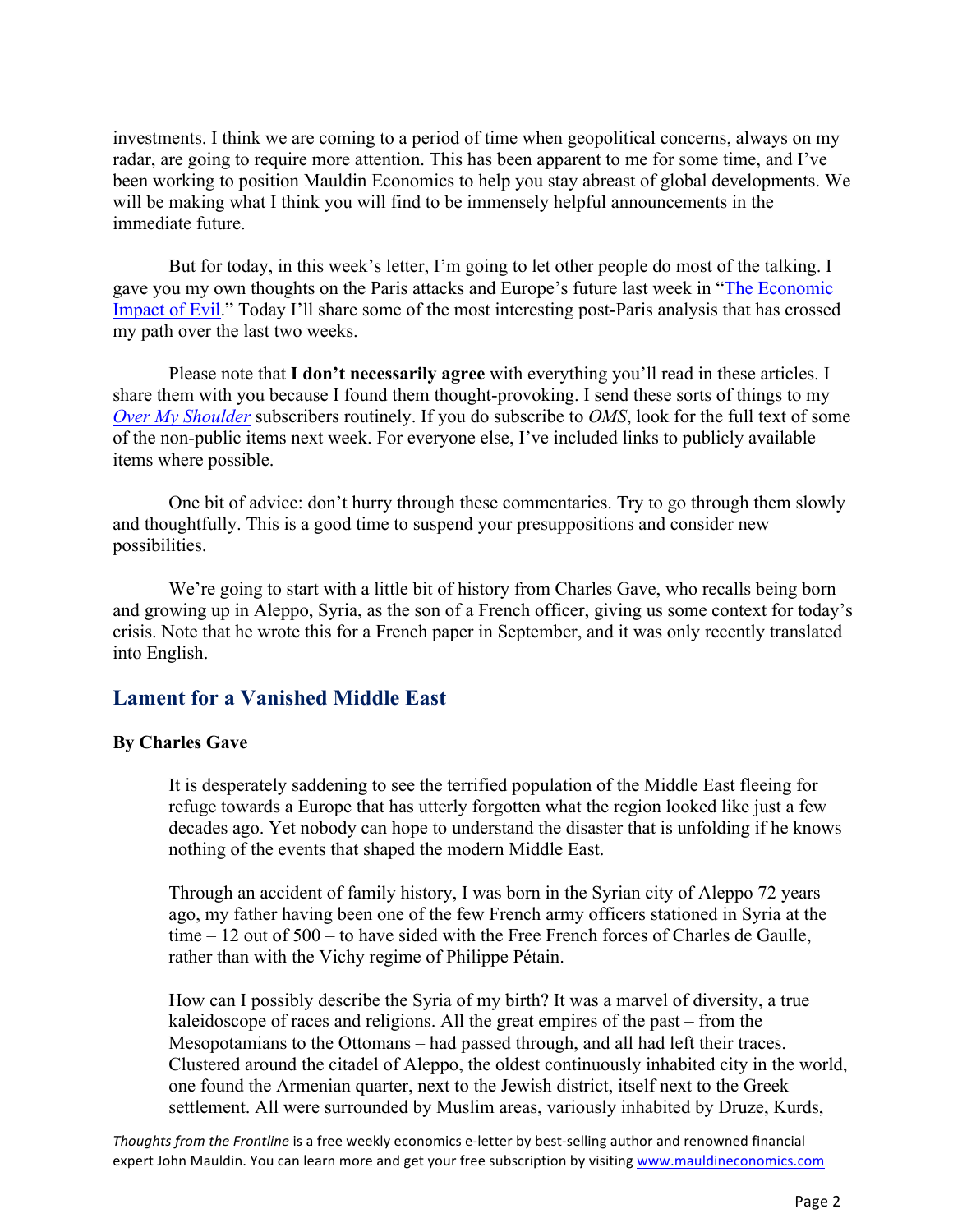investments. I think we are coming to a period of time when geopolitical concerns, always on my radar, are going to require more attention. This has been apparent to me for some time, and I've been working to position Mauldin Economics to help you stay abreast of global developments. We will be making what I think you will find to be immensely helpful announcements in the immediate future.

But for today, in this week's letter, I'm going to let other people do most of the talking. I gave you my own thoughts on the Paris attacks and Europe's future last week in "The Economic Impact of Evil." Today I'll share some of the most interesting post-Paris analysis that has crossed my path over the last two weeks.

Please note that **I don't necessarily agree** with everything you'll read in these articles. I share them with you because I found them thought-provoking. I send these sorts of things to my *Over My Shoulder* subscribers routinely. If you do subscribe to *OMS*, look for the full text of some of the non-public items next week. For everyone else, I've included links to publicly available items where possible.

One bit of advice: don't hurry through these commentaries. Try to go through them slowly and thoughtfully. This is a good time to suspend your presuppositions and consider new possibilities.

We're going to start with a little bit of history from Charles Gave, who recalls being born and growing up in Aleppo, Syria, as the son of a French officer, giving us some context for today's crisis. Note that he wrote this for a French paper in September, and it was only recently translated into English.

## Lament for a Vanished Middle East

**By Charles Gave**

> It is desperately saddening to see the terrified population of the Middle East fleeing for refuge towards a Europe that has utterly forgotten what the region looked like just a few decades ago. Yet nobody can hope to understand the disaster that is unfolding if he knows nothing of the events that shaped the modern Middle East.
>
> Through an accident of family history, I was born in the Syrian city of Aleppo 72 years ago, my father having been one of the few French army officers stationed in Syria at the time – 12 out of 500 – to have sided with the Free French forces of Charles de Gaulle, rather than with the Vichy regime of Philippe Pétain.
>
> How can I possibly describe the Syria of my birth? It was a marvel of diversity, a true kaleidoscope of races and religions. All the great empires of the past – from the Mesopotamians to the Ottomans – had passed through, and all had left their traces. Clustered around the citadel of Aleppo, the oldest continuously inhabited city in the world, one found the Armenian quarter, next to the Jewish district, itself next to the Greek settlement. All were surrounded by Muslim areas, variously inhabited by Druze, Kurds,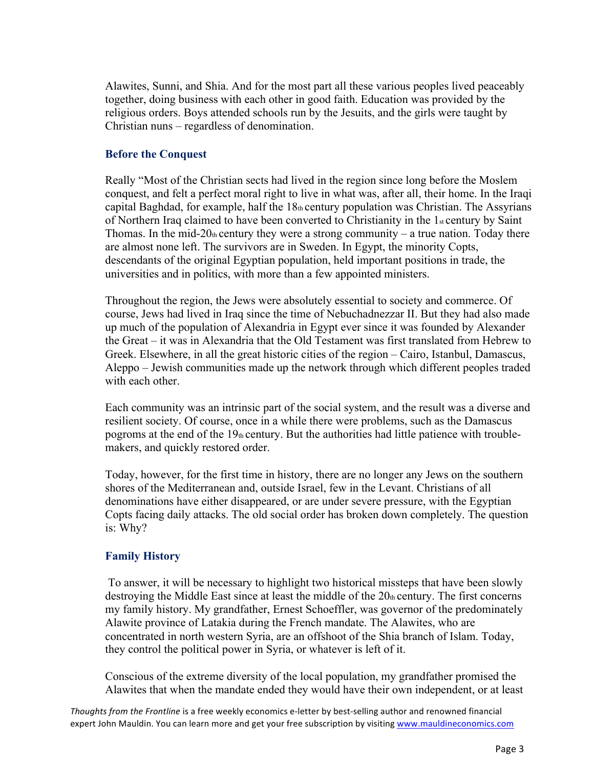Alawites, Sunni, and Shia. And for the most part all these various peoples lived peaceably together, doing business with each other in good faith. Education was provided by the religious orders. Boys attended schools run by the Jesuits, and the girls were taught by Christian nuns – regardless of denomination.

### Before the Conquest

Really "Most of the Christian sects had lived in the region since long before the Moslem conquest, and felt a perfect moral right to live in what was, after all, their home. In the Iraqi capital Baghdad, for example, half the 18th century population was Christian. The Assyrians of Northern Iraq claimed to have been converted to Christianity in the 1st century by Saint Thomas. In the mid-20th century they were a strong community – a true nation. Today there are almost none left. The survivors are in Sweden. In Egypt, the minority Copts, descendants of the original Egyptian population, held important positions in trade, the universities and in politics, with more than a few appointed ministers.

Throughout the region, the Jews were absolutely essential to society and commerce. Of course, Jews had lived in Iraq since the time of Nebuchadnezzar II. But they had also made up much of the population of Alexandria in Egypt ever since it was founded by Alexander the Great – it was in Alexandria that the Old Testament was first translated from Hebrew to Greek. Elsewhere, in all the great historic cities of the region – Cairo, Istanbul, Damascus, Aleppo – Jewish communities made up the network through which different peoples traded with each other.

Each community was an intrinsic part of the social system, and the result was a diverse and resilient society. Of course, once in a while there were problems, such as the Damascus pogroms at the end of the 19th century. But the authorities had little patience with trouble-makers, and quickly restored order.

Today, however, for the first time in history, there are no longer any Jews on the southern shores of the Mediterranean and, outside Israel, few in the Levant. Christians of all denominations have either disappeared, or are under severe pressure, with the Egyptian Copts facing daily attacks. The old social order has broken down completely. The question is: Why?

### Family History

To answer, it will be necessary to highlight two historical missteps that have been slowly destroying the Middle East since at least the middle of the 20th century. The first concerns my family history. My grandfather, Ernest Schoeffler, was governor of the predominately Alawite province of Latakia during the French mandate. The Alawites, who are concentrated in north western Syria, are an offshoot of the Shia branch of Islam. Today, they control the political power in Syria, or whatever is left of it.

Conscious of the extreme diversity of the local population, my grandfather promised the Alawites that when the mandate ended they would have their own independent, or at least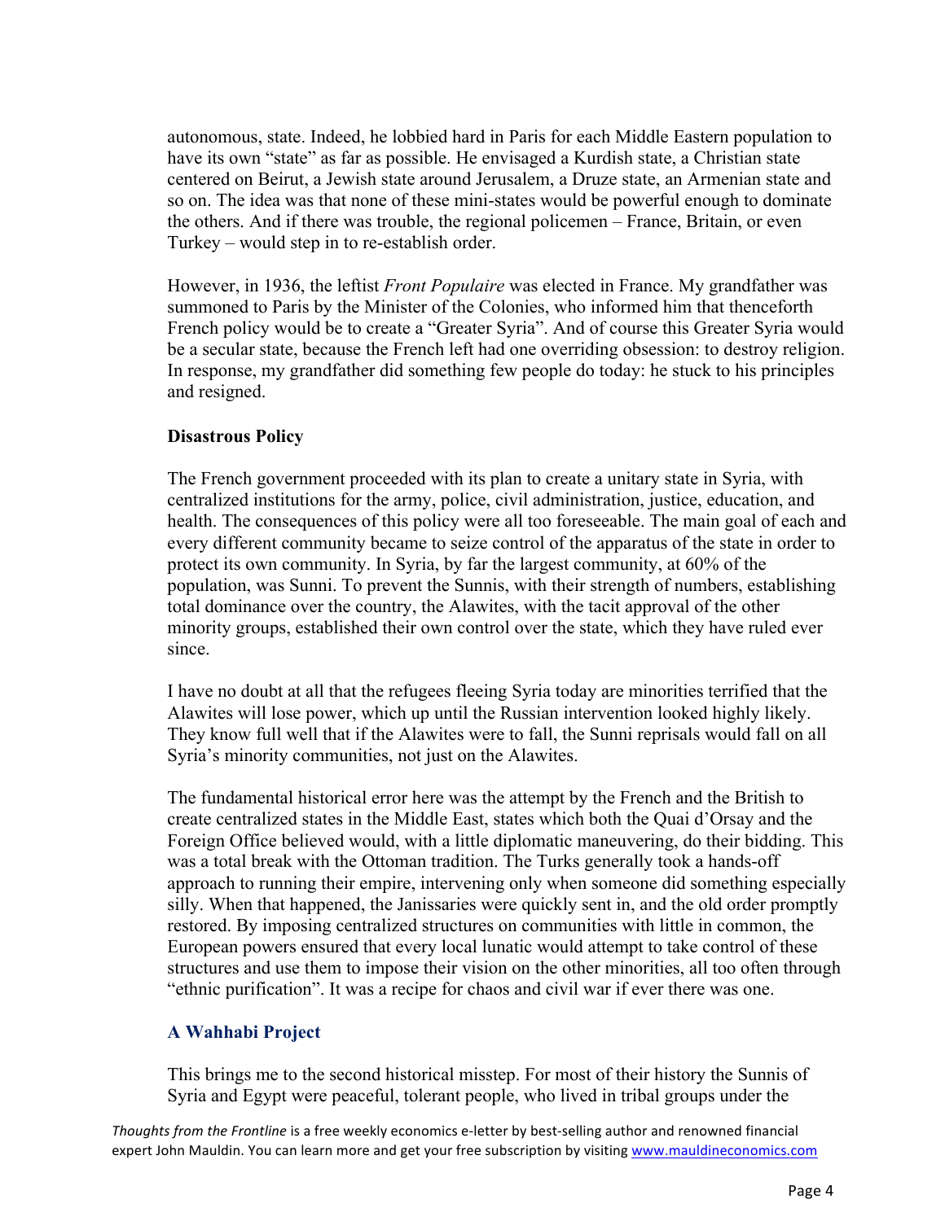autonomous, state. Indeed, he lobbied hard in Paris for each Middle Eastern population to have its own "state" as far as possible. He envisaged a Kurdish state, a Christian state centered on Beirut, a Jewish state around Jerusalem, a Druze state, an Armenian state and so on. The idea was that none of these mini-states would be powerful enough to dominate the others. And if there was trouble, the regional policemen – France, Britain, or even Turkey – would step in to re-establish order.

However, in 1936, the leftist *Front Populaire* was elected in France. My grandfather was summoned to Paris by the Minister of the Colonies, who informed him that thenceforth French policy would be to create a "Greater Syria". And of course this Greater Syria would be a secular state, because the French left had one overriding obsession: to destroy religion. In response, my grandfather did something few people do today: he stuck to his principles and resigned.

**Disastrous Policy**

The French government proceeded with its plan to create a unitary state in Syria, with centralized institutions for the army, police, civil administration, justice, education, and health. The consequences of this policy were all too foreseeable. The main goal of each and every different community became to seize control of the apparatus of the state in order to protect its own community. In Syria, by far the largest community, at 60% of the population, was Sunni. To prevent the Sunnis, with their strength of numbers, establishing total dominance over the country, the Alawites, with the tacit approval of the other minority groups, established their own control over the state, which they have ruled ever since.

I have no doubt at all that the refugees fleeing Syria today are minorities terrified that the Alawites will lose power, which up until the Russian intervention looked highly likely. They know full well that if the Alawites were to fall, the Sunni reprisals would fall on all Syria's minority communities, not just on the Alawites.

The fundamental historical error here was the attempt by the French and the British to create centralized states in the Middle East, states which both the Quai d'Orsay and the Foreign Office believed would, with a little diplomatic maneuvering, do their bidding. This was a total break with the Ottoman tradition. The Turks generally took a hands-off approach to running their empire, intervening only when someone did something especially silly. When that happened, the Janissaries were quickly sent in, and the old order promptly restored. By imposing centralized structures on communities with little in common, the European powers ensured that every local lunatic would attempt to take control of these structures and use them to impose their vision on the other minorities, all too often through "ethnic purification". It was a recipe for chaos and civil war if ever there was one.

**A Wahhabi Project**

This brings me to the second historical misstep. For most of their history the Sunnis of Syria and Egypt were peaceful, tolerant people, who lived in tribal groups under the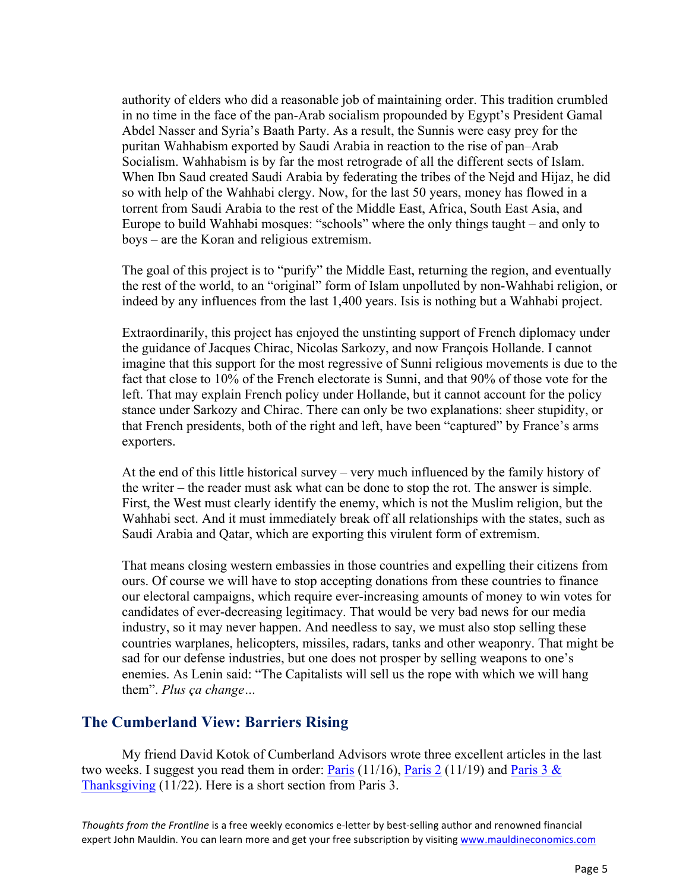authority of elders who did a reasonable job of maintaining order. This tradition crumbled in no time in the face of the pan-Arab socialism propounded by Egypt's President Gamal Abdel Nasser and Syria's Baath Party. As a result, the Sunnis were easy prey for the puritan Wahhabism exported by Saudi Arabia in reaction to the rise of pan–Arab Socialism. Wahhabism is by far the most retrograde of all the different sects of Islam. When Ibn Saud created Saudi Arabia by federating the tribes of the Nejd and Hijaz, he did so with help of the Wahhabi clergy. Now, for the last 50 years, money has flowed in a torrent from Saudi Arabia to the rest of the Middle East, Africa, South East Asia, and Europe to build Wahhabi mosques: "schools" where the only things taught – and only to boys – are the Koran and religious extremism.

The goal of this project is to "purify" the Middle East, returning the region, and eventually the rest of the world, to an "original" form of Islam unpolluted by non-Wahhabi religion, or indeed by any influences from the last 1,400 years. Isis is nothing but a Wahhabi project.

Extraordinarily, this project has enjoyed the unstinting support of French diplomacy under the guidance of Jacques Chirac, Nicolas Sarkozy, and now François Hollande. I cannot imagine that this support for the most regressive of Sunni religious movements is due to the fact that close to 10% of the French electorate is Sunni, and that 90% of those vote for the left. That may explain French policy under Hollande, but it cannot account for the policy stance under Sarkozy and Chirac. There can only be two explanations: sheer stupidity, or that French presidents, both of the right and left, have been "captured" by France's arms exporters.

At the end of this little historical survey – very much influenced by the family history of the writer – the reader must ask what can be done to stop the rot. The answer is simple. First, the West must clearly identify the enemy, which is not the Muslim religion, but the Wahhabi sect. And it must immediately break off all relationships with the states, such as Saudi Arabia and Qatar, which are exporting this virulent form of extremism.

That means closing western embassies in those countries and expelling their citizens from ours. Of course we will have to stop accepting donations from these countries to finance our electoral campaigns, which require ever-increasing amounts of money to win votes for candidates of ever-decreasing legitimacy. That would be very bad news for our media industry, so it may never happen. And needless to say, we must also stop selling these countries warplanes, helicopters, missiles, radars, tanks and other weaponry. That might be sad for our defense industries, but one does not prosper by selling weapons to one's enemies. As Lenin said: "The Capitalists will sell us the rope with which we will hang them". *Plus ça change…*

## The Cumberland View: Barriers Rising

My friend David Kotok of Cumberland Advisors wrote three excellent articles in the last two weeks. I suggest you read them in order: Paris (11/16), Paris 2 (11/19) and Paris 3 & Thanksgiving (11/22). Here is a short section from Paris 3.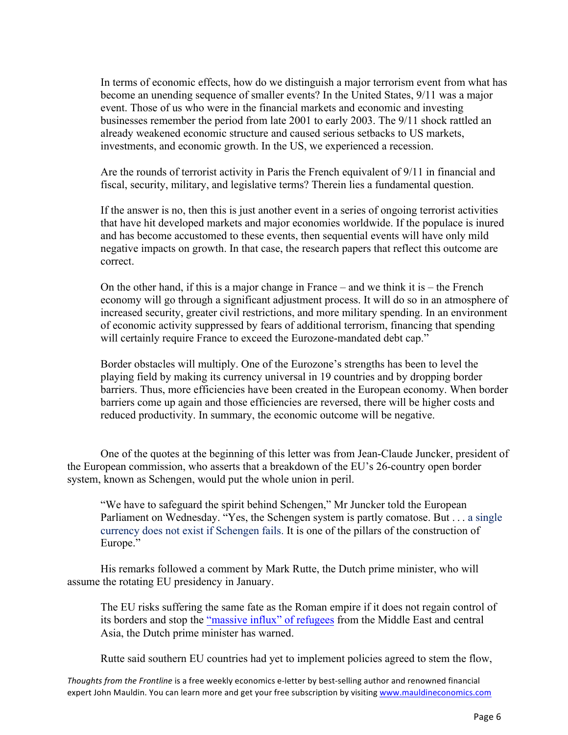> In terms of economic effects, how do we distinguish a major terrorism event from what has become an unending sequence of smaller events? In the United States, 9/11 was a major event. Those of us who were in the financial markets and economic and investing businesses remember the period from late 2001 to early 2003. The 9/11 shock rattled an already weakened economic structure and caused serious setbacks to US markets, investments, and economic growth. In the US, we experienced a recession.
>
> Are the rounds of terrorist activity in Paris the French equivalent of 9/11 in financial and fiscal, security, military, and legislative terms? Therein lies a fundamental question.
>
> If the answer is no, then this is just another event in a series of ongoing terrorist activities that have hit developed markets and major economies worldwide. If the populace is inured and has become accustomed to these events, then sequential events will have only mild negative impacts on growth. In that case, the research papers that reflect this outcome are correct.
>
> On the other hand, if this is a major change in France – and we think it is – the French economy will go through a significant adjustment process. It will do so in an atmosphere of increased security, greater civil restrictions, and more military spending. In an environment of economic activity suppressed by fears of additional terrorism, financing that spending will certainly require France to exceed the Eurozone-mandated debt cap."
>
> Border obstacles will multiply. One of the Eurozone's strengths has been to level the playing field by making its currency universal in 19 countries and by dropping border barriers. Thus, more efficiencies have been created in the European economy. When border barriers come up again and those efficiencies are reversed, there will be higher costs and reduced productivity. In summary, the economic outcome will be negative.

One of the quotes at the beginning of this letter was from Jean-Claude Juncker, president of the European commission, who asserts that a breakdown of the EU's 26-country open border system, known as Schengen, would put the whole union in peril.

> "We have to safeguard the spirit behind Schengen," Mr Juncker told the European Parliament on Wednesday. "Yes, the Schengen system is partly comatose. But . . . a single currency does not exist if Schengen fails. It is one of the pillars of the construction of Europe."

His remarks followed a comment by Mark Rutte, the Dutch prime minister, who will assume the rotating EU presidency in January.

> The EU risks suffering the same fate as the Roman empire if it does not regain control of its borders and stop the "massive influx" of refugees from the Middle East and central Asia, the Dutch prime minister has warned.
>
> Rutte said southern EU countries had yet to implement policies agreed to stem the flow,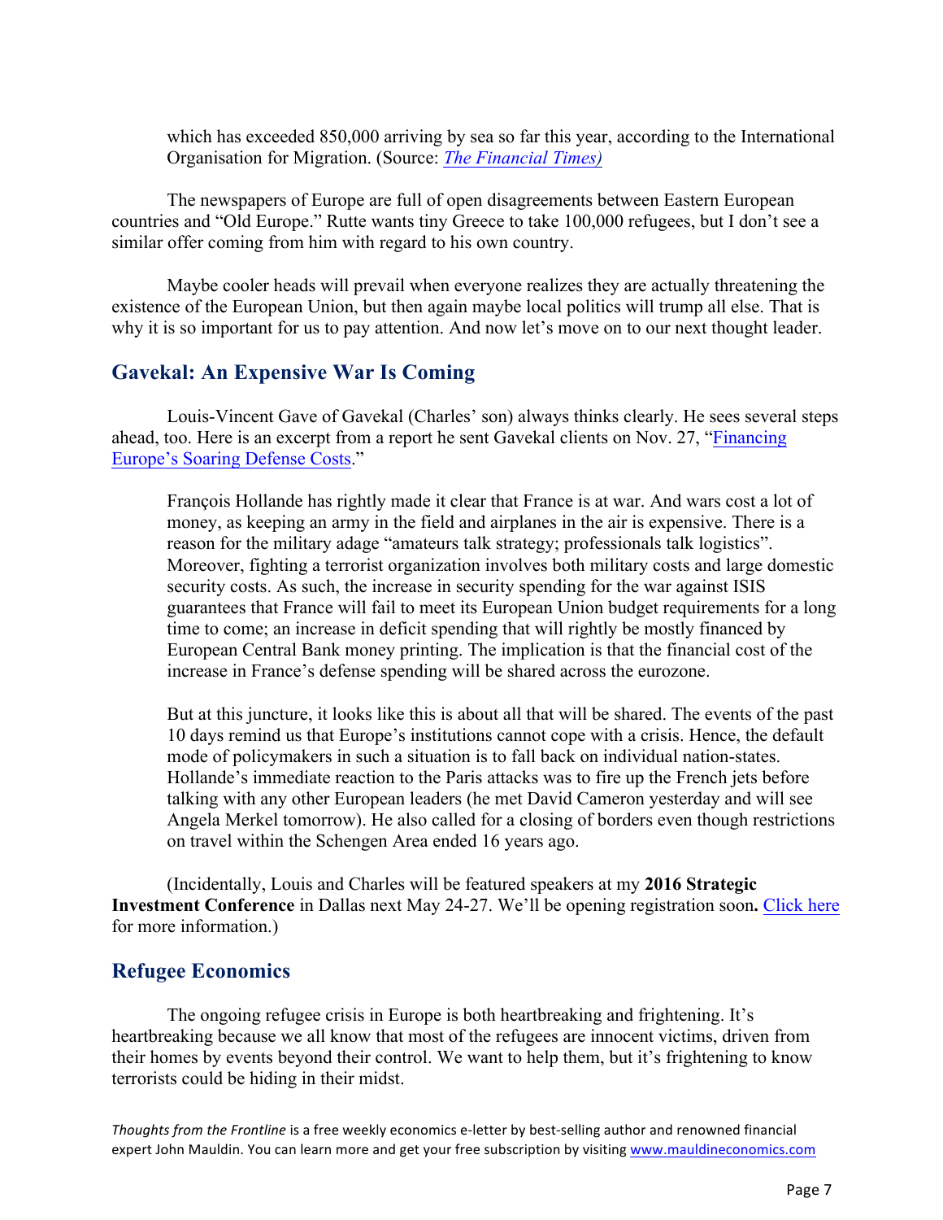> which has exceeded 850,000 arriving by sea so far this year, according to the International Organisation for Migration. (Source: *The Financial Times)*

The newspapers of Europe are full of open disagreements between Eastern European countries and "Old Europe." Rutte wants tiny Greece to take 100,000 refugees, but I don't see a similar offer coming from him with regard to his own country.

Maybe cooler heads will prevail when everyone realizes they are actually threatening the existence of the European Union, but then again maybe local politics will trump all else. That is why it is so important for us to pay attention. And now let's move on to our next thought leader.

## Gavekal: An Expensive War Is Coming

Louis-Vincent Gave of Gavekal (Charles' son) always thinks clearly. He sees several steps ahead, too. Here is an excerpt from a report he sent Gavekal clients on Nov. 27, "Financing Europe's Soaring Defense Costs."

> François Hollande has rightly made it clear that France is at war. And wars cost a lot of money, as keeping an army in the field and airplanes in the air is expensive. There is a reason for the military adage "amateurs talk strategy; professionals talk logistics". Moreover, fighting a terrorist organization involves both military costs and large domestic security costs. As such, the increase in security spending for the war against ISIS guarantees that France will fail to meet its European Union budget requirements for a long time to come; an increase in deficit spending that will rightly be mostly financed by European Central Bank money printing. The implication is that the financial cost of the increase in France's defense spending will be shared across the eurozone.
>
> But at this juncture, it looks like this is about all that will be shared. The events of the past 10 days remind us that Europe's institutions cannot cope with a crisis. Hence, the default mode of policymakers in such a situation is to fall back on individual nation-states. Hollande's immediate reaction to the Paris attacks was to fire up the French jets before talking with any other European leaders (he met David Cameron yesterday and will see Angela Merkel tomorrow). He also called for a closing of borders even though restrictions on travel within the Schengen Area ended 16 years ago.

(Incidentally, Louis and Charles will be featured speakers at my **2016 Strategic Investment Conference** in Dallas next May 24-27. We'll be opening registration soon**.** Click here for more information.)

## Refugee Economics

The ongoing refugee crisis in Europe is both heartbreaking and frightening. It's heartbreaking because we all know that most of the refugees are innocent victims, driven from their homes by events beyond their control. We want to help them, but it's frightening to know terrorists could be hiding in their midst.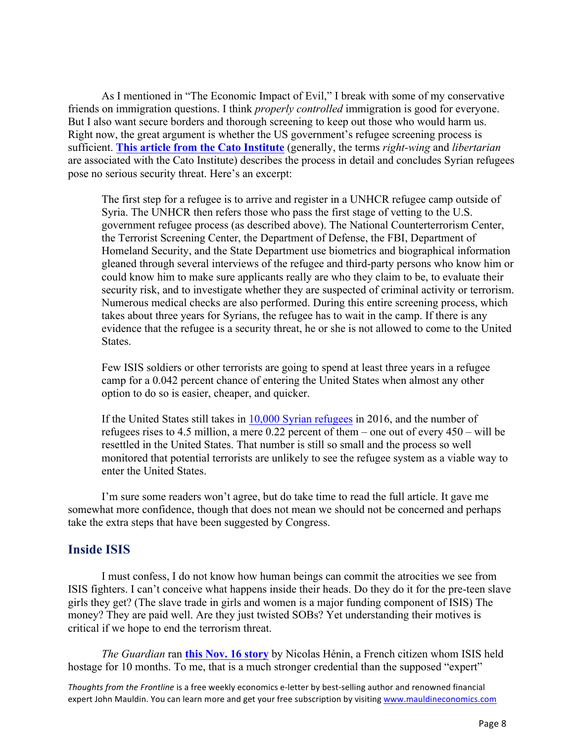As I mentioned in "The Economic Impact of Evil," I break with some of my conservative friends on immigration questions. I think *properly controlled* immigration is good for everyone. But I also want secure borders and thorough screening to keep out those who would harm us. Right now, the great argument is whether the US government's refugee screening process is sufficient. **This article from the Cato Institute** (generally, the terms *right-wing* and *libertarian* are associated with the Cato Institute) describes the process in detail and concludes Syrian refugees pose no serious security threat. Here's an excerpt:

> The first step for a refugee is to arrive and register in a UNHCR refugee camp outside of Syria. The UNHCR then refers those who pass the first stage of vetting to the U.S. government refugee process (as described above). The National Counterterrorism Center, the Terrorist Screening Center, the Department of Defense, the FBI, Department of Homeland Security, and the State Department use biometrics and biographical information gleaned through several interviews of the refugee and third-party persons who know him or could know him to make sure applicants really are who they claim to be, to evaluate their security risk, and to investigate whether they are suspected of criminal activity or terrorism. Numerous medical checks are also performed. During this entire screening process, which takes about three years for Syrians, the refugee has to wait in the camp. If there is any evidence that the refugee is a security threat, he or she is not allowed to come to the United States.
>
> Few ISIS soldiers or other terrorists are going to spend at least three years in a refugee camp for a 0.042 percent chance of entering the United States when almost any other option to do so is easier, cheaper, and quicker.
>
> If the United States still takes in 10,000 Syrian refugees in 2016, and the number of refugees rises to 4.5 million, a mere 0.22 percent of them – one out of every 450 – will be resettled in the United States. That number is still so small and the process so well monitored that potential terrorists are unlikely to see the refugee system as a viable way to enter the United States.

I'm sure some readers won't agree, but do take time to read the full article. It gave me somewhat more confidence, though that does not mean we should not be concerned and perhaps take the extra steps that have been suggested by Congress.

## Inside ISIS

I must confess, I do not know how human beings can commit the atrocities we see from ISIS fighters. I can't conceive what happens inside their heads. Do they do it for the pre-teen slave girls they get? (The slave trade in girls and women is a major funding component of ISIS) The money? They are paid well. Are they just twisted SOBs? Yet understanding their motives is critical if we hope to end the terrorism threat.

*The Guardian* ran **this Nov. 16 story** by Nicolas Hénin, a French citizen whom ISIS held hostage for 10 months. To me, that is a much stronger credential than the supposed "expert"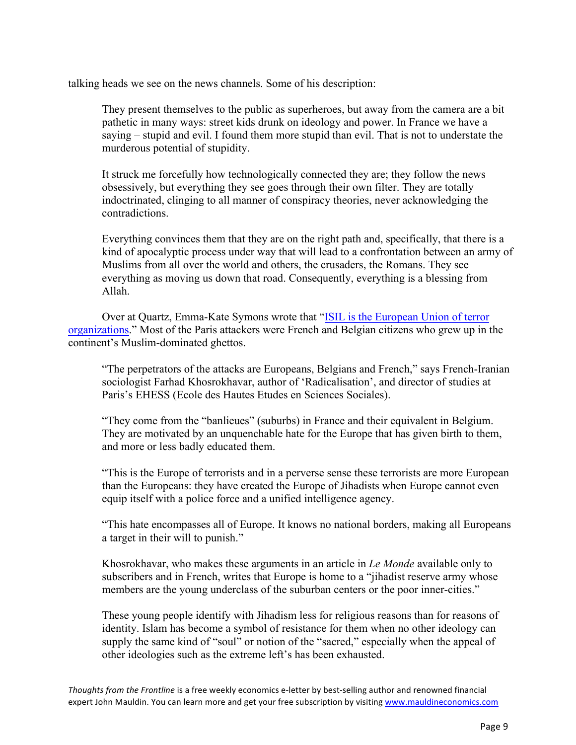talking heads we see on the news channels. Some of his description:

> They present themselves to the public as superheroes, but away from the camera are a bit pathetic in many ways: street kids drunk on ideology and power. In France we have a saying – stupid and evil. I found them more stupid than evil. That is not to understate the murderous potential of stupidity.
>
> It struck me forcefully how technologically connected they are; they follow the news obsessively, but everything they see goes through their own filter. They are totally indoctrinated, clinging to all manner of conspiracy theories, never acknowledging the contradictions.
>
> Everything convinces them that they are on the right path and, specifically, that there is a kind of apocalyptic process under way that will lead to a confrontation between an army of Muslims from all over the world and others, the crusaders, the Romans. They see everything as moving us down that road. Consequently, everything is a blessing from Allah.

Over at Quartz, Emma-Kate Symons wrote that "[ISIL is the European Union of terror organizations](#)." Most of the Paris attackers were French and Belgian citizens who grew up in the continent's Muslim-dominated ghettos.

> "The perpetrators of the attacks are Europeans, Belgians and French," says French-Iranian sociologist Farhad Khosrokhavar, author of 'Radicalisation', and director of studies at Paris's EHESS (Ecole des Hautes Etudes en Sciences Sociales).
>
> "They come from the "banlieues" (suburbs) in France and their equivalent in Belgium. They are motivated by an unquenchable hate for the Europe that has given birth to them, and more or less badly educated them.
>
> "This is the Europe of terrorists and in a perverse sense these terrorists are more European than the Europeans: they have created the Europe of Jihadists when Europe cannot even equip itself with a police force and a unified intelligence agency.
>
> "This hate encompasses all of Europe. It knows no national borders, making all Europeans a target in their will to punish."
>
> Khosrokhavar, who makes these arguments in an article in *Le Monde* available only to subscribers and in French, writes that Europe is home to a "jihadist reserve army whose members are the young underclass of the suburban centers or the poor inner-cities."
>
> These young people identify with Jihadism less for religious reasons than for reasons of identity. Islam has become a symbol of resistance for them when no other ideology can supply the same kind of "soul" or notion of the "sacred," especially when the appeal of other ideologies such as the extreme left's has been exhausted.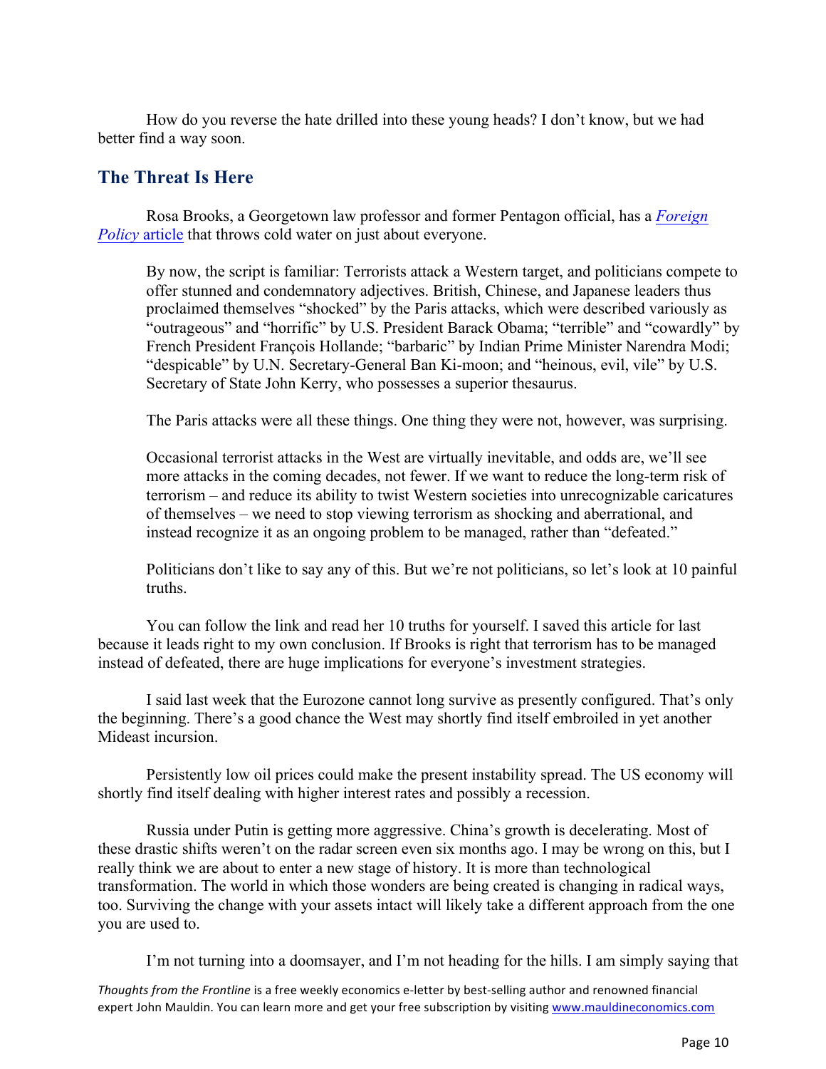How do you reverse the hate drilled into these young heads? I don't know, but we had better find a way soon.

## The Threat Is Here

Rosa Brooks, a Georgetown law professor and former Pentagon official, has a *Foreign Policy* article that throws cold water on just about everyone.

> By now, the script is familiar: Terrorists attack a Western target, and politicians compete to offer stunned and condemnatory adjectives. British, Chinese, and Japanese leaders thus proclaimed themselves "shocked" by the Paris attacks, which were described variously as "outrageous" and "horrific" by U.S. President Barack Obama; "terrible" and "cowardly" by French President François Hollande; "barbaric" by Indian Prime Minister Narendra Modi; "despicable" by U.N. Secretary-General Ban Ki-moon; and "heinous, evil, vile" by U.S. Secretary of State John Kerry, who possesses a superior thesaurus.
>
> The Paris attacks were all these things. One thing they were not, however, was surprising.
>
> Occasional terrorist attacks in the West are virtually inevitable, and odds are, we'll see more attacks in the coming decades, not fewer. If we want to reduce the long-term risk of terrorism – and reduce its ability to twist Western societies into unrecognizable caricatures of themselves – we need to stop viewing terrorism as shocking and aberrational, and instead recognize it as an ongoing problem to be managed, rather than "defeated."
>
> Politicians don't like to say any of this. But we're not politicians, so let's look at 10 painful truths.

You can follow the link and read her 10 truths for yourself. I saved this article for last because it leads right to my own conclusion. If Brooks is right that terrorism has to be managed instead of defeated, there are huge implications for everyone's investment strategies.

I said last week that the Eurozone cannot long survive as presently configured. That's only the beginning. There's a good chance the West may shortly find itself embroiled in yet another Mideast incursion.

Persistently low oil prices could make the present instability spread. The US economy will shortly find itself dealing with higher interest rates and possibly a recession.

Russia under Putin is getting more aggressive. China's growth is decelerating. Most of these drastic shifts weren't on the radar screen even six months ago. I may be wrong on this, but I really think we are about to enter a new stage of history. It is more than technological transformation. The world in which those wonders are being created is changing in radical ways, too. Surviving the change with your assets intact will likely take a different approach from the one you are used to.

I'm not turning into a doomsayer, and I'm not heading for the hills. I am simply saying that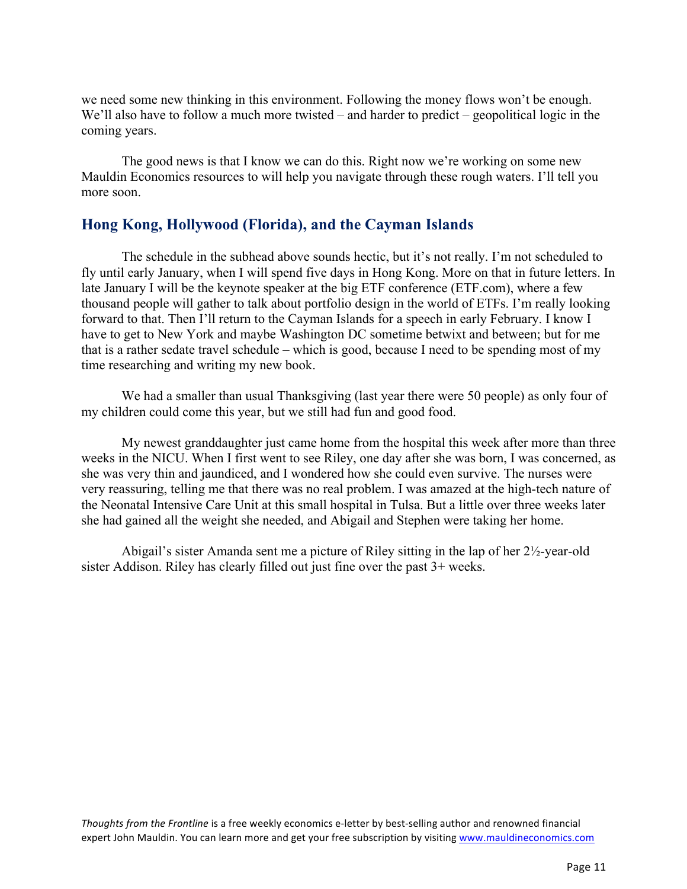we need some new thinking in this environment. Following the money flows won't be enough. We'll also have to follow a much more twisted – and harder to predict – geopolitical logic in the coming years.

The good news is that I know we can do this. Right now we're working on some new Mauldin Economics resources to will help you navigate through these rough waters. I'll tell you more soon.

## Hong Kong, Hollywood (Florida), and the Cayman Islands

The schedule in the subhead above sounds hectic, but it's not really. I'm not scheduled to fly until early January, when I will spend five days in Hong Kong. More on that in future letters. In late January I will be the keynote speaker at the big ETF conference (ETF.com), where a few thousand people will gather to talk about portfolio design in the world of ETFs. I'm really looking forward to that. Then I'll return to the Cayman Islands for a speech in early February. I know I have to get to New York and maybe Washington DC sometime betwixt and between; but for me that is a rather sedate travel schedule – which is good, because I need to be spending most of my time researching and writing my new book.

We had a smaller than usual Thanksgiving (last year there were 50 people) as only four of my children could come this year, but we still had fun and good food.

My newest granddaughter just came home from the hospital this week after more than three weeks in the NICU. When I first went to see Riley, one day after she was born, I was concerned, as she was very thin and jaundiced, and I wondered how she could even survive. The nurses were very reassuring, telling me that there was no real problem. I was amazed at the high-tech nature of the Neonatal Intensive Care Unit at this small hospital in Tulsa. But a little over three weeks later she had gained all the weight she needed, and Abigail and Stephen were taking her home.

Abigail's sister Amanda sent me a picture of Riley sitting in the lap of her 2½-year-old sister Addison. Riley has clearly filled out just fine over the past 3+ weeks.

*Thoughts from the Frontline* is a free weekly economics e-letter by best-selling author and renowned financial expert John Mauldin. You can learn more and get your free subscription by visiting www.mauldineconomics.com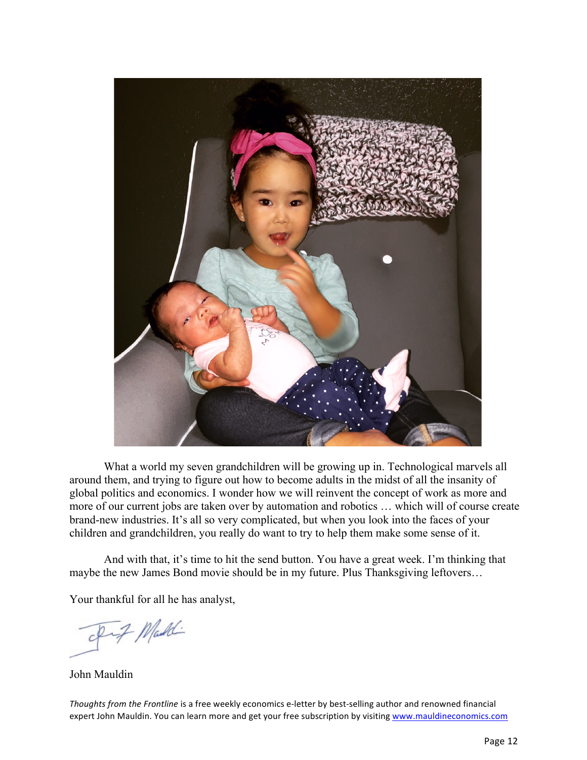What a world my seven grandchildren will be growing up in. Technological marvels all around them, and trying to figure out how to become adults in the midst of all the insanity of global politics and economics. I wonder how we will reinvent the concept of work as more and more of our current jobs are taken over by automation and robotics … which will of course create brand-new industries. It's all so very complicated, but when you look into the faces of your children and grandchildren, you really do want to try to help them make some sense of it.

And with that, it's time to hit the send button. You have a great week. I'm thinking that maybe the new James Bond movie should be in my future. Plus Thanksgiving leftovers…

Your thankful for all he has analyst,

John Mauldin

*Thoughts from the Frontline* is a free weekly economics e-letter by best-selling author and renowned financial expert John Mauldin. You can learn more and get your free subscription by visiting www.mauldineconomics.com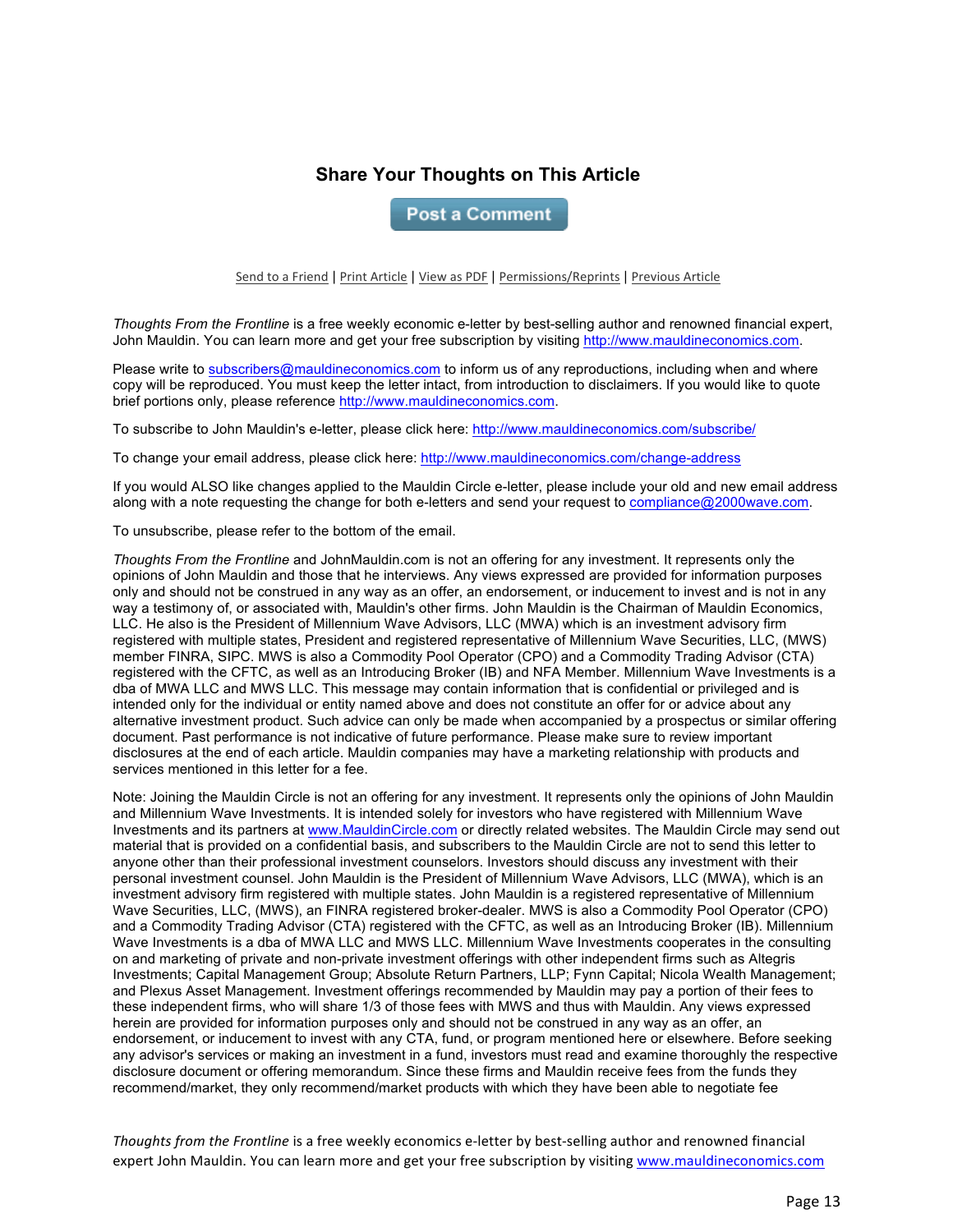## Share Your Thoughts on This Article

Post a Comment

Send to a Friend | Print Article | View as PDF | Permissions/Reprints | Previous Article

*Thoughts From the Frontline* is a free weekly economic e-letter by best-selling author and renowned financial expert, John Mauldin. You can learn more and get your free subscription by visiting http://www.mauldineconomics.com.

Please write to subscribers@mauldineconomics.com to inform us of any reproductions, including when and where copy will be reproduced. You must keep the letter intact, from introduction to disclaimers. If you would like to quote brief portions only, please reference http://www.mauldineconomics.com.

To subscribe to John Mauldin's e-letter, please click here: http://www.mauldineconomics.com/subscribe/

To change your email address, please click here: http://www.mauldineconomics.com/change-address

If you would ALSO like changes applied to the Mauldin Circle e-letter, please include your old and new email address along with a note requesting the change for both e-letters and send your request to compliance@2000wave.com.

To unsubscribe, please refer to the bottom of the email.

*Thoughts From the Frontline* and JohnMauldin.com is not an offering for any investment. It represents only the opinions of John Mauldin and those that he interviews. Any views expressed are provided for information purposes only and should not be construed in any way as an offer, an endorsement, or inducement to invest and is not in any way a testimony of, or associated with, Mauldin's other firms. John Mauldin is the Chairman of Mauldin Economics, LLC. He also is the President of Millennium Wave Advisors, LLC (MWA) which is an investment advisory firm registered with multiple states, President and registered representative of Millennium Wave Securities, LLC, (MWS) member FINRA, SIPC. MWS is also a Commodity Pool Operator (CPO) and a Commodity Trading Advisor (CTA) registered with the CFTC, as well as an Introducing Broker (IB) and NFA Member. Millennium Wave Investments is a dba of MWA LLC and MWS LLC. This message may contain information that is confidential or privileged and is intended only for the individual or entity named above and does not constitute an offer for or advice about any alternative investment product. Such advice can only be made when accompanied by a prospectus or similar offering document. Past performance is not indicative of future performance. Please make sure to review important disclosures at the end of each article. Mauldin companies may have a marketing relationship with products and services mentioned in this letter for a fee.

Note: Joining the Mauldin Circle is not an offering for any investment. It represents only the opinions of John Mauldin and Millennium Wave Investments. It is intended solely for investors who have registered with Millennium Wave Investments and its partners at www.MauldinCircle.com or directly related websites. The Mauldin Circle may send out material that is provided on a confidential basis, and subscribers to the Mauldin Circle are not to send this letter to anyone other than their professional investment counselors. Investors should discuss any investment with their personal investment counsel. John Mauldin is the President of Millennium Wave Advisors, LLC (MWA), which is an investment advisory firm registered with multiple states. John Mauldin is a registered representative of Millennium Wave Securities, LLC, (MWS), an FINRA registered broker-dealer. MWS is also a Commodity Pool Operator (CPO) and a Commodity Trading Advisor (CTA) registered with the CFTC, as well as an Introducing Broker (IB). Millennium Wave Investments is a dba of MWA LLC and MWS LLC. Millennium Wave Investments cooperates in the consulting on and marketing of private and non-private investment offerings with other independent firms such as Altegris Investments; Capital Management Group; Absolute Return Partners, LLP; Fynn Capital; Nicola Wealth Management; and Plexus Asset Management. Investment offerings recommended by Mauldin may pay a portion of their fees to these independent firms, who will share 1/3 of those fees with MWS and thus with Mauldin. Any views expressed herein are provided for information purposes only and should not be construed in any way as an offer, an endorsement, or inducement to invest with any CTA, fund, or program mentioned here or elsewhere. Before seeking any advisor's services or making an investment in a fund, investors must read and examine thoroughly the respective disclosure document or offering memorandum. Since these firms and Mauldin receive fees from the funds they recommend/market, they only recommend/market products with which they have been able to negotiate fee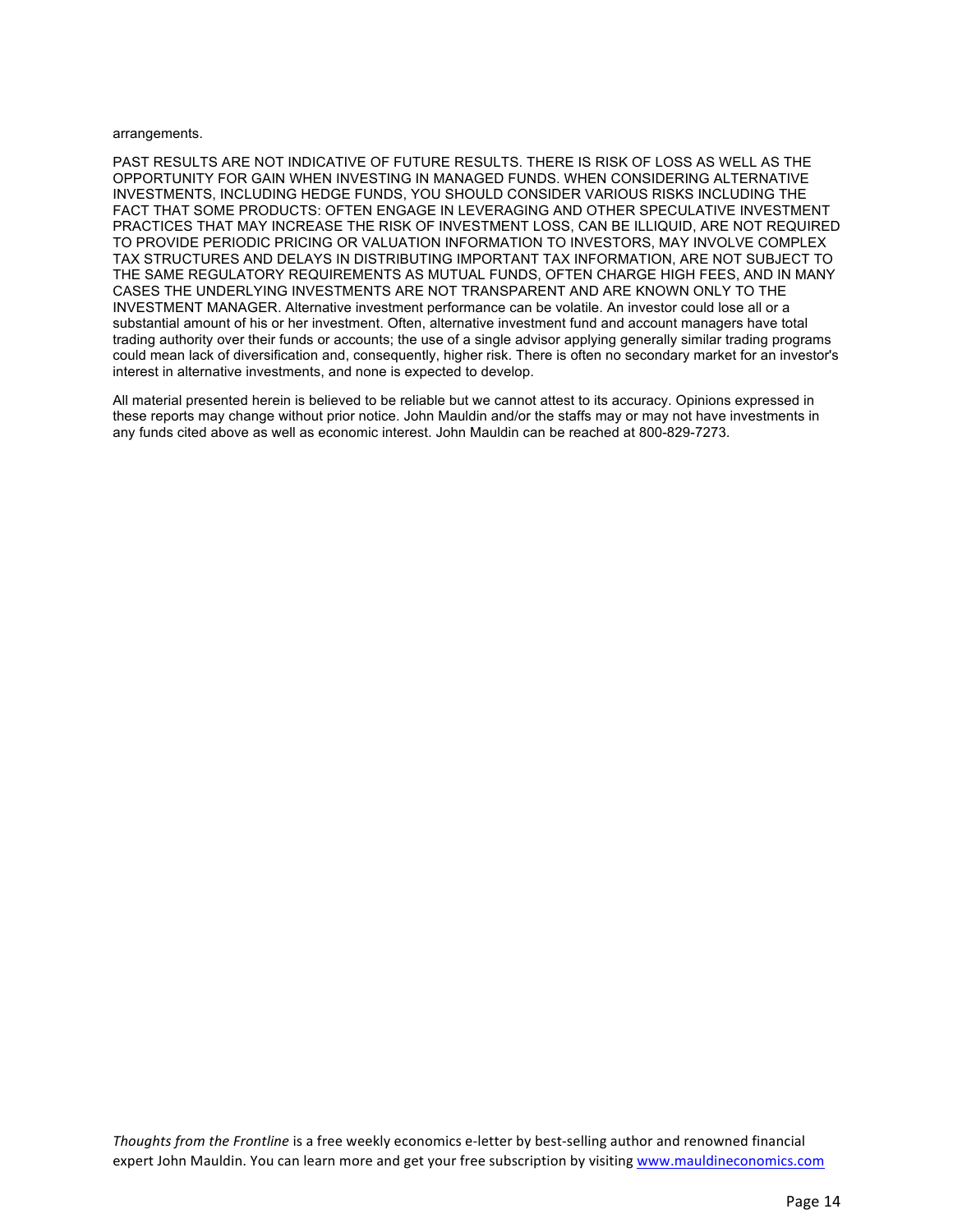arrangements.

PAST RESULTS ARE NOT INDICATIVE OF FUTURE RESULTS. THERE IS RISK OF LOSS AS WELL AS THE OPPORTUNITY FOR GAIN WHEN INVESTING IN MANAGED FUNDS. WHEN CONSIDERING ALTERNATIVE INVESTMENTS, INCLUDING HEDGE FUNDS, YOU SHOULD CONSIDER VARIOUS RISKS INCLUDING THE FACT THAT SOME PRODUCTS: OFTEN ENGAGE IN LEVERAGING AND OTHER SPECULATIVE INVESTMENT PRACTICES THAT MAY INCREASE THE RISK OF INVESTMENT LOSS, CAN BE ILLIQUID, ARE NOT REQUIRED TO PROVIDE PERIODIC PRICING OR VALUATION INFORMATION TO INVESTORS, MAY INVOLVE COMPLEX TAX STRUCTURES AND DELAYS IN DISTRIBUTING IMPORTANT TAX INFORMATION, ARE NOT SUBJECT TO THE SAME REGULATORY REQUIREMENTS AS MUTUAL FUNDS, OFTEN CHARGE HIGH FEES, AND IN MANY CASES THE UNDERLYING INVESTMENTS ARE NOT TRANSPARENT AND ARE KNOWN ONLY TO THE INVESTMENT MANAGER. Alternative investment performance can be volatile. An investor could lose all or a substantial amount of his or her investment. Often, alternative investment fund and account managers have total trading authority over their funds or accounts; the use of a single advisor applying generally similar trading programs could mean lack of diversification and, consequently, higher risk. There is often no secondary market for an investor's interest in alternative investments, and none is expected to develop.

All material presented herein is believed to be reliable but we cannot attest to its accuracy. Opinions expressed in these reports may change without prior notice. John Mauldin and/or the staffs may or may not have investments in any funds cited above as well as economic interest. John Mauldin can be reached at 800-829-7273.